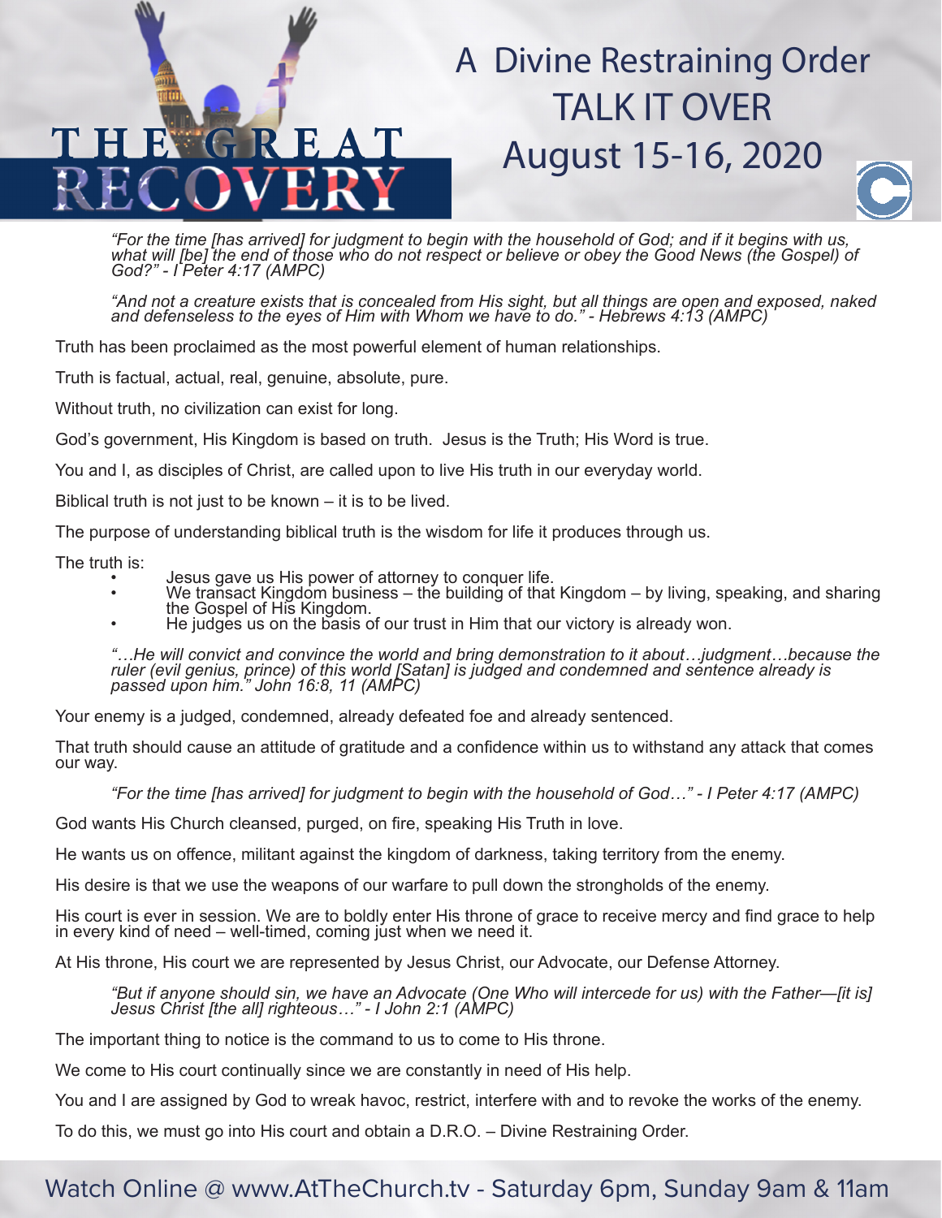# A Divine Restraining Order
## TALK IT OVER
## August 15-16, 2020

THE GREAT RECOVERY

*"For the time [has arrived] for judgment to begin with the household of God; and if it begins with us, what will [be] the end of those who do not respect or believe or obey the Good News (the Gospel) of God?" - I Peter 4:17 (AMPC)*

*"And not a creature exists that is concealed from His sight, but all things are open and exposed, naked and defenseless to the eyes of Him with Whom we have to do." - Hebrews 4:13 (AMPC)*

Truth has been proclaimed as the most powerful element of human relationships.

Truth is factual, actual, real, genuine, absolute, pure.

Without truth, no civilization can exist for long.

God's government, His Kingdom is based on truth. Jesus is the Truth; His Word is true.

You and I, as disciples of Christ, are called upon to live His truth in our everyday world.

Biblical truth is not just to be known – it is to be lived.

The purpose of understanding biblical truth is the wisdom for life it produces through us.

The truth is:

- Jesus gave us His power of attorney to conquer life.
- We transact Kingdom business – the building of that Kingdom – by living, speaking, and sharing the Gospel of His Kingdom.
- He judges us on the basis of our trust in Him that our victory is already won.

*"…He will convict and convince the world and bring demonstration to it about…judgment…because the ruler (evil genius, prince) of this world [Satan] is judged and condemned and sentence already is passed upon him." John 16:8, 11 (AMPC)*

Your enemy is a judged, condemned, already defeated foe and already sentenced.

That truth should cause an attitude of gratitude and a confidence within us to withstand any attack that comes our way.

*"For the time [has arrived] for judgment to begin with the household of God…" - I Peter 4:17 (AMPC)*

God wants His Church cleansed, purged, on fire, speaking His Truth in love.

He wants us on offence, militant against the kingdom of darkness, taking territory from the enemy.

His desire is that we use the weapons of our warfare to pull down the strongholds of the enemy.

His court is ever in session. We are to boldly enter His throne of grace to receive mercy and find grace to help in every kind of need – well-timed, coming just when we need it.

At His throne, His court we are represented by Jesus Christ, our Advocate, our Defense Attorney.

*"But if anyone should sin, we have an Advocate (One Who will intercede for us) with the Father—[it is] Jesus Christ [the all] righteous…" - I John 2:1 (AMPC)*

The important thing to notice is the command to us to come to His throne.

We come to His court continually since we are constantly in need of His help.

You and I are assigned by God to wreak havoc, restrict, interfere with and to revoke the works of the enemy.

To do this, we must go into His court and obtain a D.R.O. – Divine Restraining Order.

Watch Online @ www.AtTheChurch.tv - Saturday 6pm, Sunday 9am & 11am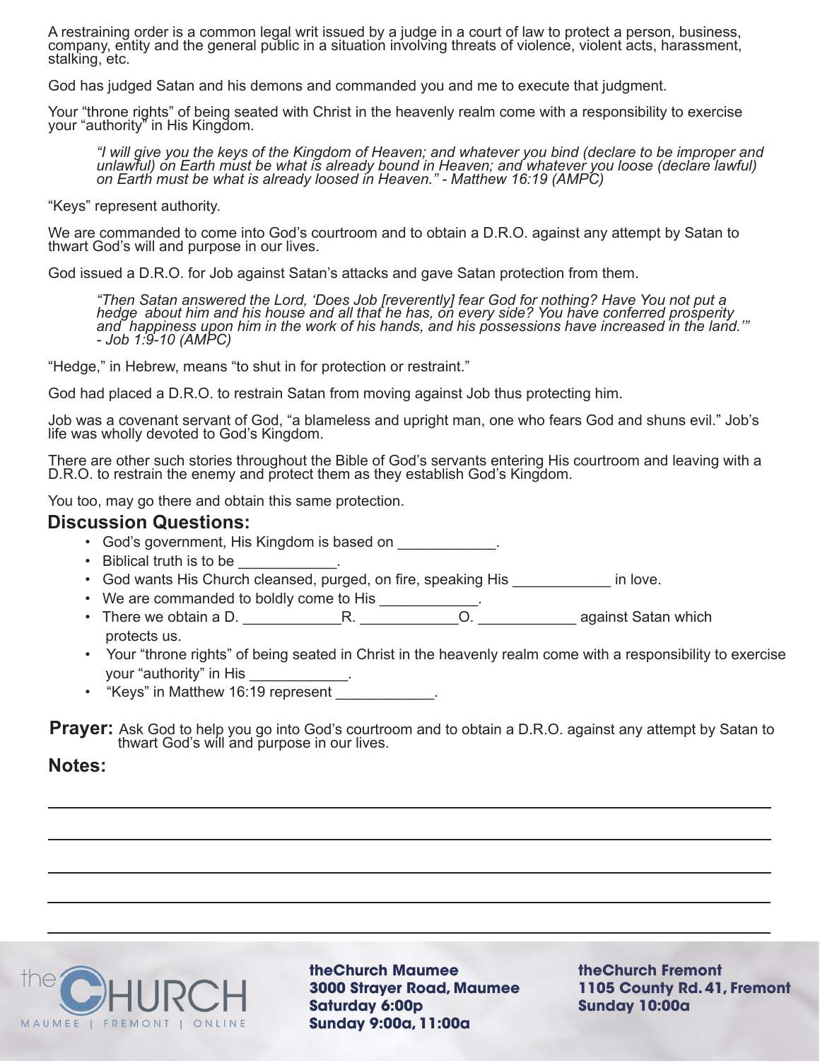A restraining order is a common legal writ issued by a judge in a court of law to protect a person, business, company, entity and the general public in a situation involving threats of violence, violent acts, harassment, stalking, etc.

God has judged Satan and his demons and commanded you and me to execute that judgment.

Your "throne rights" of being seated with Christ in the heavenly realm come with a responsibility to exercise your "authority" in His Kingdom.

> *"I will give you the keys of the Kingdom of Heaven; and whatever you bind (declare to be improper and unlawful) on Earth must be what is already bound in Heaven; and whatever you loose (declare lawful) on Earth must be what is already loosed in Heaven." - Matthew 16:19 (AMPC)*

"Keys" represent authority.

We are commanded to come into God's courtroom and to obtain a D.R.O. against any attempt by Satan to thwart God's will and purpose in our lives.

God issued a D.R.O. for Job against Satan's attacks and gave Satan protection from them.

> *"Then Satan answered the Lord, 'Does Job [reverently] fear God for nothing? Have You not put a hedge about him and his house and all that he has, on every side? You have conferred prosperity and happiness upon him in the work of his hands, and his possessions have increased in the land.'" - Job 1:9-10 (AMPC)*

"Hedge," in Hebrew, means "to shut in for protection or restraint."

God had placed a D.R.O. to restrain Satan from moving against Job thus protecting him.

Job was a covenant servant of God, "a blameless and upright man, one who fears God and shuns evil." Job's life was wholly devoted to God's Kingdom.

There are other such stories throughout the Bible of God's servants entering His courtroom and leaving with a D.R.O. to restrain the enemy and protect them as they establish God's Kingdom.

You too, may go there and obtain this same protection.

## Discussion Questions:

- God's government, His Kingdom is based on ____________.
- Biblical truth is to be ____________.
- God wants His Church cleansed, purged, on fire, speaking His ____________ in love.
- We are commanded to boldly come to His ____________.
- There we obtain a D. ____________R. ____________O. ____________ against Satan which protects us.
- Your "throne rights" of being seated in Christ in the heavenly realm come with a responsibility to exercise your "authority" in His ____________.
- "Keys" in Matthew 16:19 represent ____________.

**Prayer:** Ask God to help you go into God's courtroom and to obtain a D.R.O. against any attempt by Satan to thwart God's will and purpose in our lives.

## Notes:

the CHURCH
MAUMEE | FREMONT | ONLINE

**theChurch Maumee**
**3000 Strayer Road, Maumee**
**Saturday 6:00p**
**Sunday 9:00a, 11:00a**

**theChurch Fremont**
**1105 County Rd. 41, Fremont**
**Sunday 10:00a**